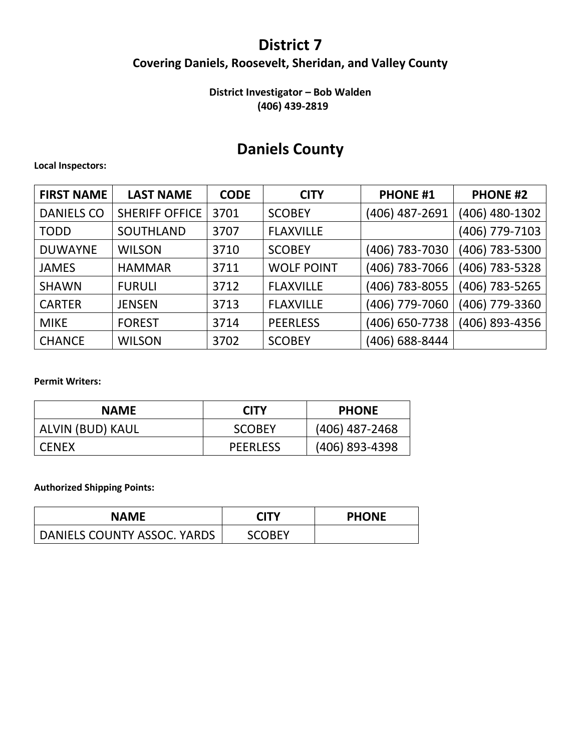# District 7

### Covering Daniels, Roosevelt, Sheridan, and Valley County

**District Investigator – Bob Walden**
**(406) 439-2819**

## Daniels County

**Local Inspectors:**

| FIRST NAME | LAST NAME | CODE | CITY | PHONE #1 | PHONE #2 |
|---|---|---|---|---|---|
| DANIELS CO | SHERIFF OFFICE | 3701 | SCOBEY | (406) 487-2691 | (406) 480-1302 |
| TODD | SOUTHLAND | 3707 | FLAXVILLE | | (406) 779-7103 |
| DUWAYNE | WILSON | 3710 | SCOBEY | (406) 783-7030 | (406) 783-5300 |
| JAMES | HAMMAR | 3711 | WOLF POINT | (406) 783-7066 | (406) 783-5328 |
| SHAWN | FURULI | 3712 | FLAXVILLE | (406) 783-8055 | (406) 783-5265 |
| CARTER | JENSEN | 3713 | FLAXVILLE | (406) 779-7060 | (406) 779-3360 |
| MIKE | FOREST | 3714 | PEERLESS | (406) 650-7738 | (406) 893-4356 |
| CHANCE | WILSON | 3702 | SCOBEY | (406) 688-8444 | |

**Permit Writers:**

| NAME | CITY | PHONE |
|---|---|---|
| ALVIN (BUD) KAUL | SCOBEY | (406) 487-2468 |
| CENEX | PEERLESS | (406) 893-4398 |

**Authorized Shipping Points:**

| NAME | CITY | PHONE |
|---|---|---|
| DANIELS COUNTY ASSOC. YARDS | SCOBEY | |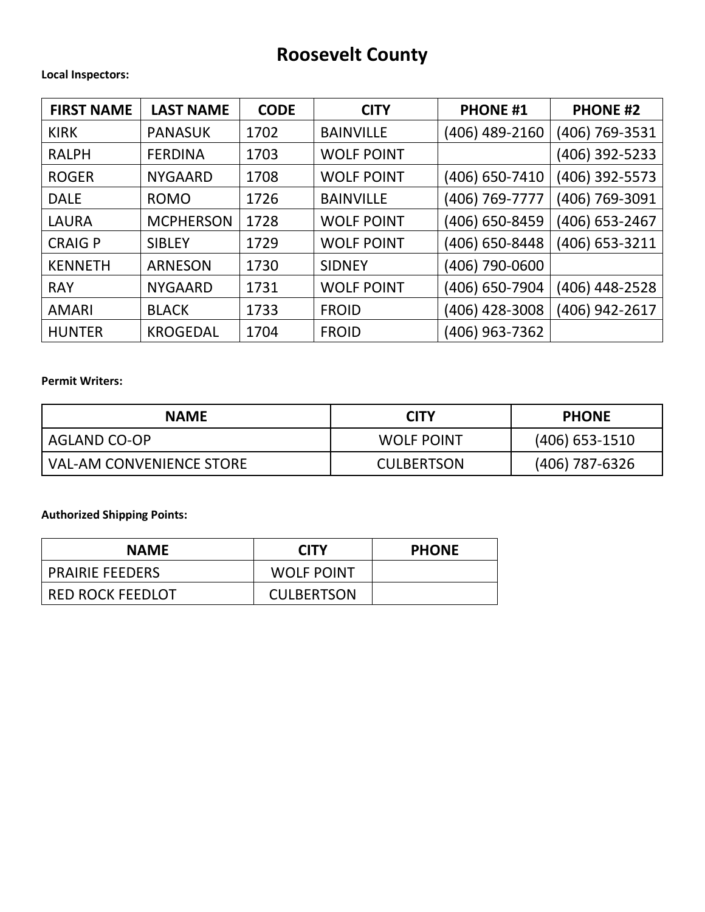# Roosevelt County

**Local Inspectors:**

| FIRST NAME | LAST NAME | CODE | CITY | PHONE #1 | PHONE #2 |
|---|---|---|---|---|---|
| KIRK | PANASUK | 1702 | BAINVILLE | (406) 489-2160 | (406) 769-3531 |
| RALPH | FERDINA | 1703 | WOLF POINT | | (406) 392-5233 |
| ROGER | NYGAARD | 1708 | WOLF POINT | (406) 650-7410 | (406) 392-5573 |
| DALE | ROMO | 1726 | BAINVILLE | (406) 769-7777 | (406) 769-3091 |
| LAURA | MCPHERSON | 1728 | WOLF POINT | (406) 650-8459 | (406) 653-2467 |
| CRAIG P | SIBLEY | 1729 | WOLF POINT | (406) 650-8448 | (406) 653-3211 |
| KENNETH | ARNESON | 1730 | SIDNEY | (406) 790-0600 | |
| RAY | NYGAARD | 1731 | WOLF POINT | (406) 650-7904 | (406) 448-2528 |
| AMARI | BLACK | 1733 | FROID | (406) 428-3008 | (406) 942-2617 |
| HUNTER | KROGEDAL | 1704 | FROID | (406) 963-7362 | |

**Permit Writers:**

| NAME | CITY | PHONE |
|---|---|---|
| AGLAND CO-OP | WOLF POINT | (406) 653-1510 |
| VAL-AM CONVENIENCE STORE | CULBERTSON | (406) 787-6326 |

**Authorized Shipping Points:**

| NAME | CITY | PHONE |
|---|---|---|
| PRAIRIE FEEDERS | WOLF POINT | |
| RED ROCK FEEDLOT | CULBERTSON | |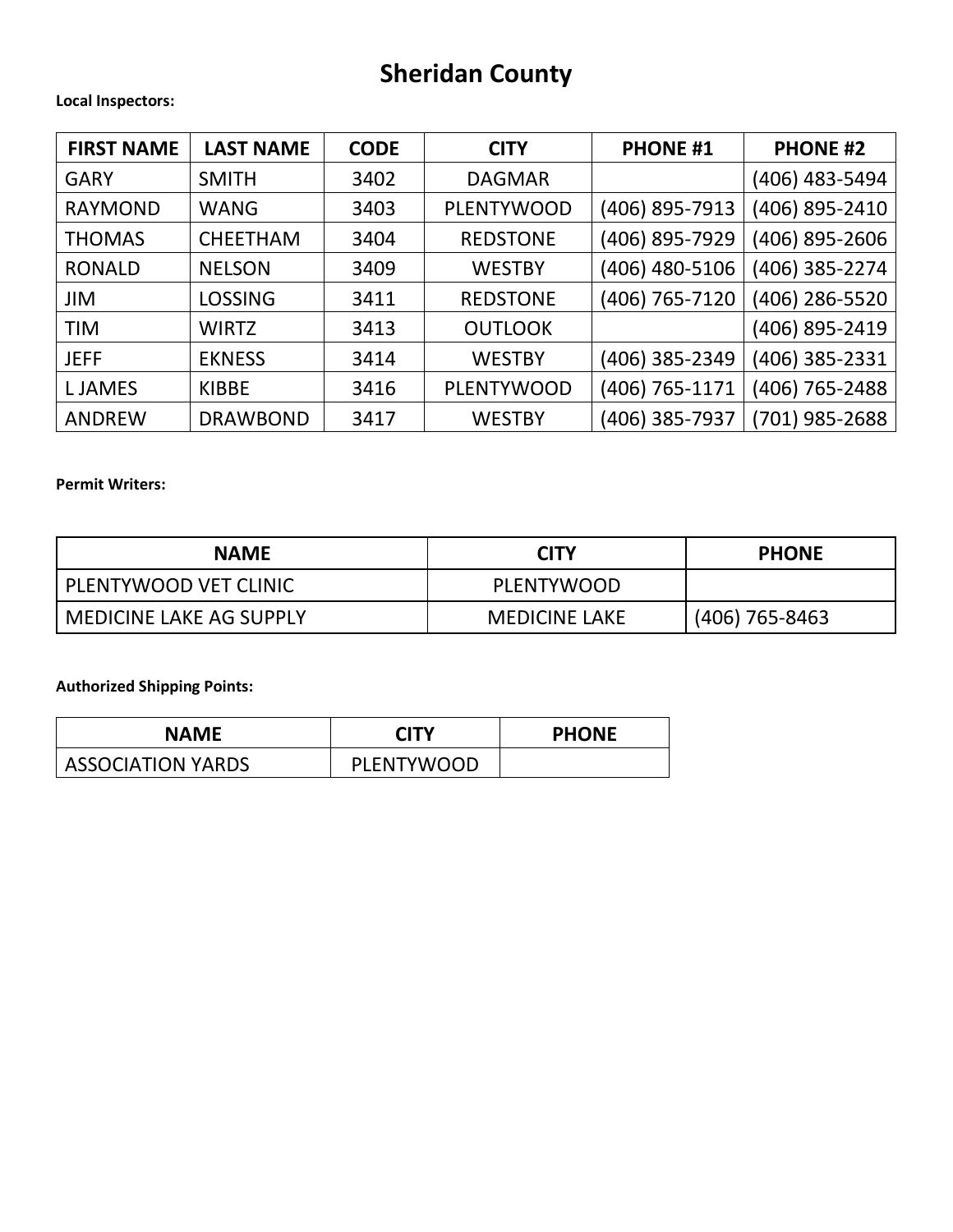# Sheridan County

**Local Inspectors:**

| FIRST NAME | LAST NAME | CODE | CITY | PHONE #1 | PHONE #2 |
|---|---|---|---|---|---|
| GARY | SMITH | 3402 | DAGMAR | | (406) 483-5494 |
| RAYMOND | WANG | 3403 | PLENTYWOOD | (406) 895-7913 | (406) 895-2410 |
| THOMAS | CHEETHAM | 3404 | REDSTONE | (406) 895-7929 | (406) 895-2606 |
| RONALD | NELSON | 3409 | WESTBY | (406) 480-5106 | (406) 385-2274 |
| JIM | LOSSING | 3411 | REDSTONE | (406) 765-7120 | (406) 286-5520 |
| TIM | WIRTZ | 3413 | OUTLOOK | | (406) 895-2419 |
| JEFF | EKNESS | 3414 | WESTBY | (406) 385-2349 | (406) 385-2331 |
| L JAMES | KIBBE | 3416 | PLENTYWOOD | (406) 765-1171 | (406) 765-2488 |
| ANDREW | DRAWBOND | 3417 | WESTBY | (406) 385-7937 | (701) 985-2688 |

**Permit Writers:**

| NAME | CITY | PHONE |
|---|---|---|
| PLENTYWOOD VET CLINIC | PLENTYWOOD | |
| MEDICINE LAKE AG SUPPLY | MEDICINE LAKE | (406) 765-8463 |

**Authorized Shipping Points:**

| NAME | CITY | PHONE |
|---|---|---|
| ASSOCIATION YARDS | PLENTYWOOD | |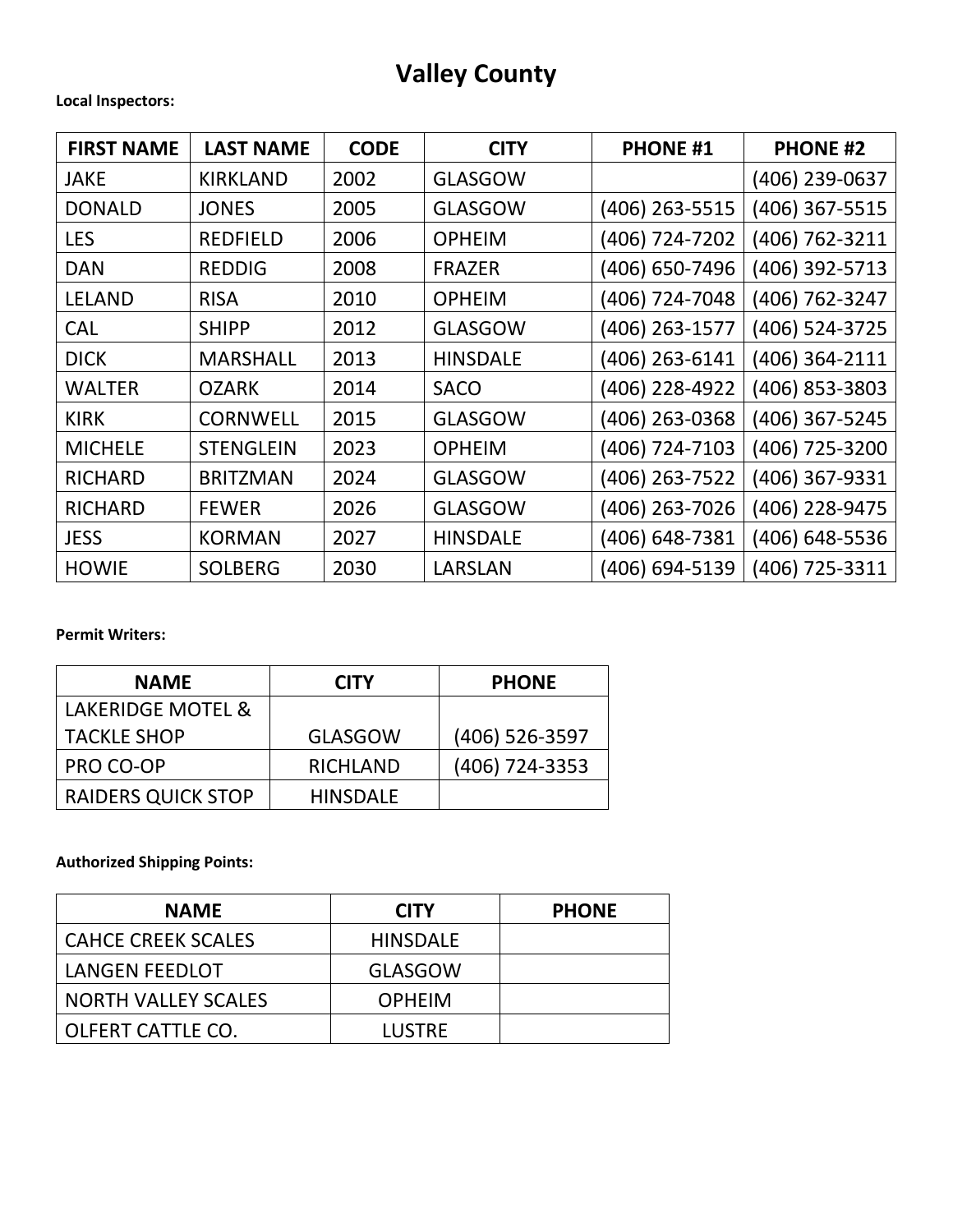# Valley County

**Local Inspectors:**

| FIRST NAME | LAST NAME | CODE | CITY | PHONE #1 | PHONE #2 |
|---|---|---|---|---|---|
| JAKE | KIRKLAND | 2002 | GLASGOW | | (406) 239-0637 |
| DONALD | JONES | 2005 | GLASGOW | (406) 263-5515 | (406) 367-5515 |
| LES | REDFIELD | 2006 | OPHEIM | (406) 724-7202 | (406) 762-3211 |
| DAN | REDDIG | 2008 | FRAZER | (406) 650-7496 | (406) 392-5713 |
| LELAND | RISA | 2010 | OPHEIM | (406) 724-7048 | (406) 762-3247 |
| CAL | SHIPP | 2012 | GLASGOW | (406) 263-1577 | (406) 524-3725 |
| DICK | MARSHALL | 2013 | HINSDALE | (406) 263-6141 | (406) 364-2111 |
| WALTER | OZARK | 2014 | SACO | (406) 228-4922 | (406) 853-3803 |
| KIRK | CORNWELL | 2015 | GLASGOW | (406) 263-0368 | (406) 367-5245 |
| MICHELE | STENGLEIN | 2023 | OPHEIM | (406) 724-7103 | (406) 725-3200 |
| RICHARD | BRITZMAN | 2024 | GLASGOW | (406) 263-7522 | (406) 367-9331 |
| RICHARD | FEWER | 2026 | GLASGOW | (406) 263-7026 | (406) 228-9475 |
| JESS | KORMAN | 2027 | HINSDALE | (406) 648-7381 | (406) 648-5536 |
| HOWIE | SOLBERG | 2030 | LARSLAN | (406) 694-5139 | (406) 725-3311 |

**Permit Writers:**

| NAME | CITY | PHONE |
|---|---|---|
| LAKERIDGE MOTEL & TACKLE SHOP | GLASGOW | (406) 526-3597 |
| PRO CO-OP | RICHLAND | (406) 724-3353 |
| RAIDERS QUICK STOP | HINSDALE | |

**Authorized Shipping Points:**

| NAME | CITY | PHONE |
|---|---|---|
| CAHCE CREEK SCALES | HINSDALE | |
| LANGEN FEEDLOT | GLASGOW | |
| NORTH VALLEY SCALES | OPHEIM | |
| OLFERT CATTLE CO. | LUSTRE | |